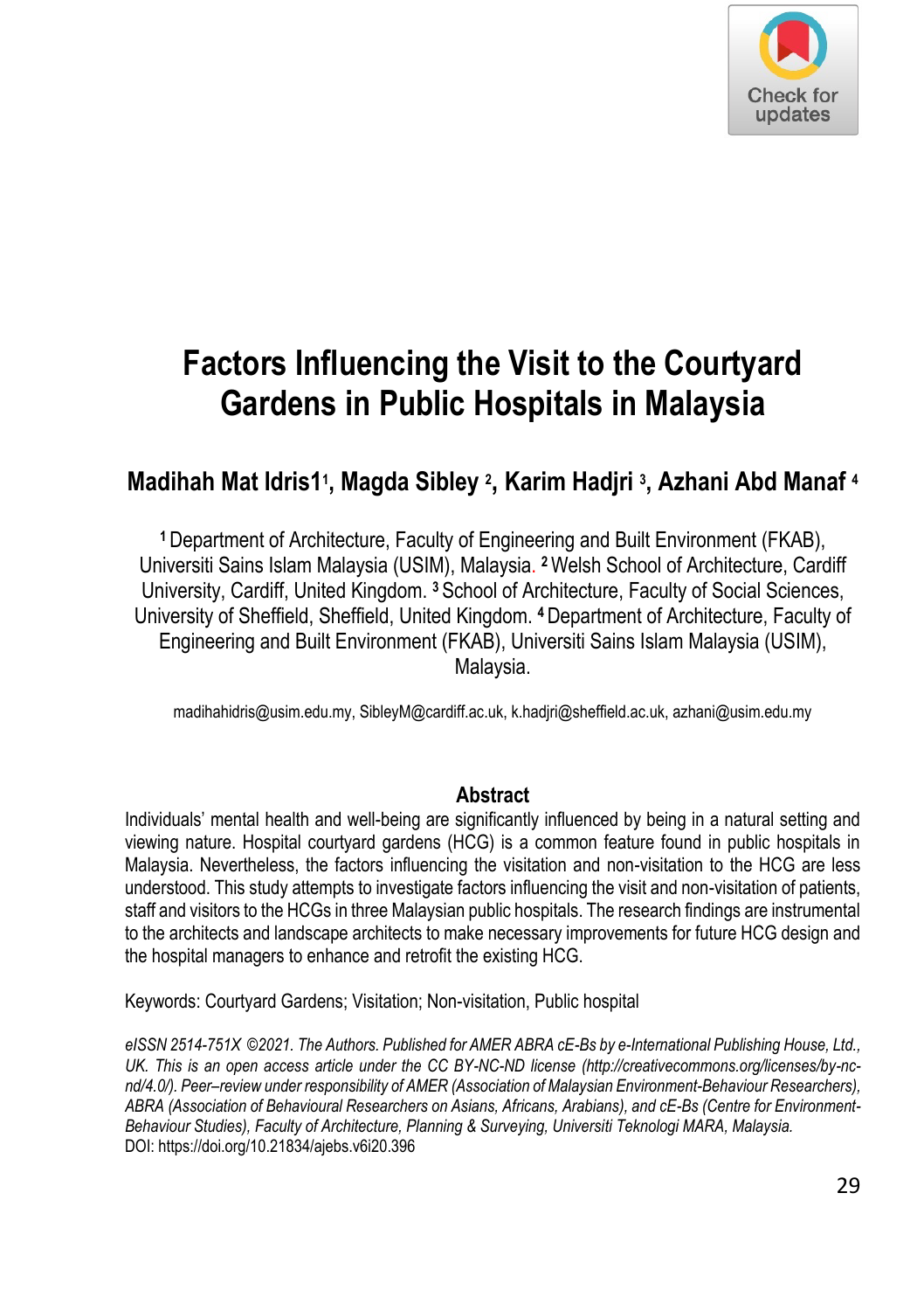# Factors Influencing the Visit to the Courtyard Gardens in Public Hospitals in Malaysia

**Madihah Mat Idris1[1], Magda Sibley [2], Karim Hadjri [3], Azhani Abd Manaf [4]**

[1] Department of Architecture, Faculty of Engineering and Built Environment (FKAB), Universiti Sains Islam Malaysia (USIM), Malaysia. [2] Welsh School of Architecture, Cardiff University, Cardiff, United Kingdom. [3] School of Architecture, Faculty of Social Sciences, University of Sheffield, Sheffield, United Kingdom. [4] Department of Architecture, Faculty of Engineering and Built Environment (FKAB), Universiti Sains Islam Malaysia (USIM), Malaysia.

madihahidris@usim.edu.my, SibleyM@cardiff.ac.uk, k.hadjri@sheffield.ac.uk, azhani@usim.edu.my

## Abstract

Individuals' mental health and well-being are significantly influenced by being in a natural setting and viewing nature. Hospital courtyard gardens (HCG) is a common feature found in public hospitals in Malaysia. Nevertheless, the factors influencing the visitation and non-visitation to the HCG are less understood. This study attempts to investigate factors influencing the visit and non-visitation of patients, staff and visitors to the HCGs in three Malaysian public hospitals. The research findings are instrumental to the architects and landscape architects to make necessary improvements for future HCG design and the hospital managers to enhance and retrofit the existing HCG.

Keywords: Courtyard Gardens; Visitation; Non-visitation, Public hospital

*eISSN 2514-751X ©2021. The Authors. Published for AMER ABRA cE-Bs by e-International Publishing House, Ltd., UK. This is an open access article under the CC BY-NC-ND license (http://creativecommons.org/licenses/by-nc-nd/4.0/). Peer–review under responsibility of AMER (Association of Malaysian Environment-Behaviour Researchers), ABRA (Association of Behavioural Researchers on Asians, Africans, Arabians), and cE-Bs (Centre for Environment-Behaviour Studies), Faculty of Architecture, Planning & Surveying, Universiti Teknologi MARA, Malaysia.*

DOI: https://doi.org/10.21834/ajebs.v6i20.396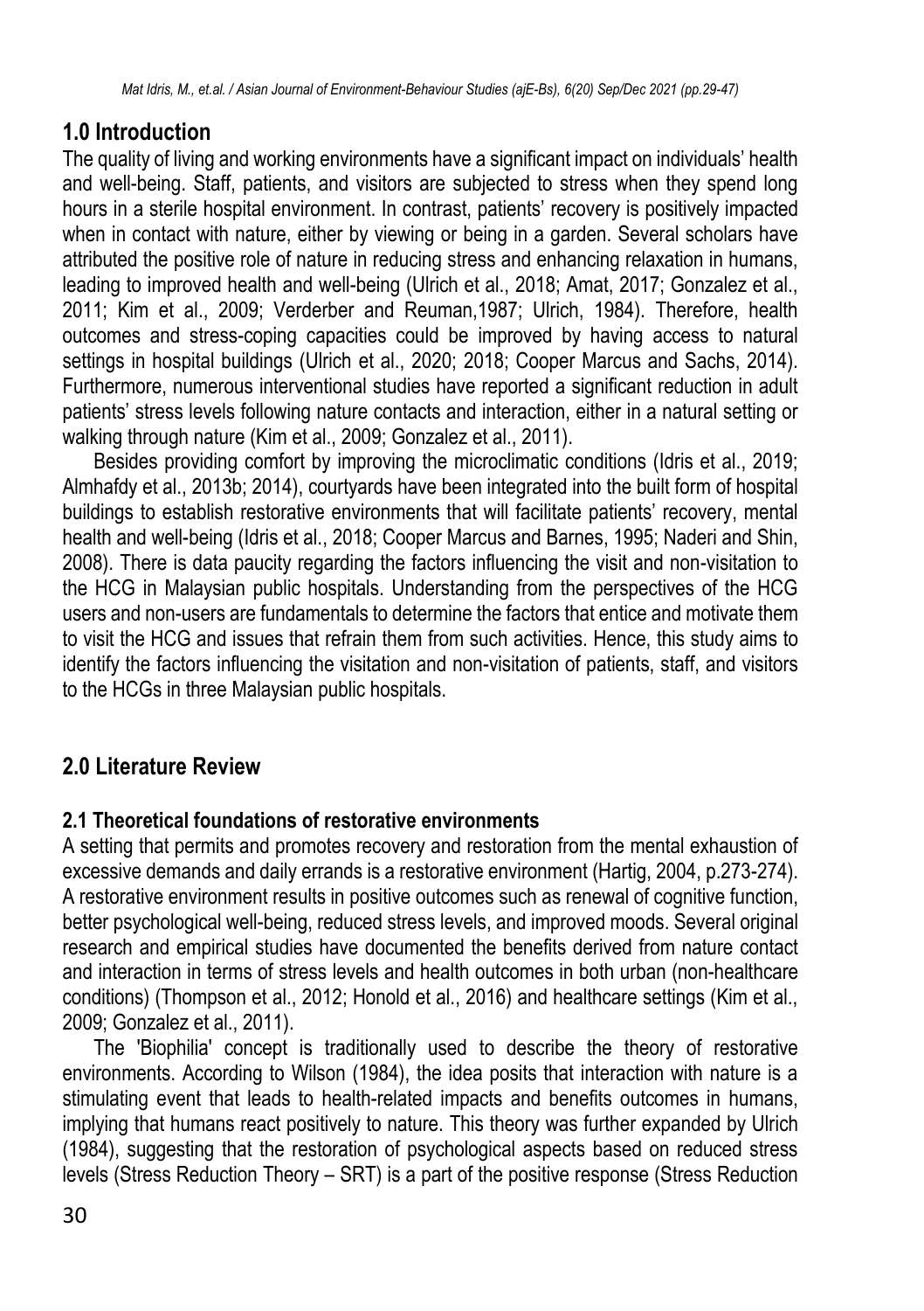## 1.0 Introduction

The quality of living and working environments have a significant impact on individuals' health and well-being. Staff, patients, and visitors are subjected to stress when they spend long hours in a sterile hospital environment. In contrast, patients' recovery is positively impacted when in contact with nature, either by viewing or being in a garden. Several scholars have attributed the positive role of nature in reducing stress and enhancing relaxation in humans, leading to improved health and well-being (Ulrich et al., 2018; Amat, 2017; Gonzalez et al., 2011; Kim et al., 2009; Verderber and Reuman,1987; Ulrich, 1984). Therefore, health outcomes and stress-coping capacities could be improved by having access to natural settings in hospital buildings (Ulrich et al., 2020; 2018; Cooper Marcus and Sachs, 2014). Furthermore, numerous interventional studies have reported a significant reduction in adult patients' stress levels following nature contacts and interaction, either in a natural setting or walking through nature (Kim et al., 2009; Gonzalez et al., 2011).

Besides providing comfort by improving the microclimatic conditions (Idris et al., 2019; Almhafdy et al., 2013b; 2014), courtyards have been integrated into the built form of hospital buildings to establish restorative environments that will facilitate patients' recovery, mental health and well-being (Idris et al., 2018; Cooper Marcus and Barnes, 1995; Naderi and Shin, 2008). There is data paucity regarding the factors influencing the visit and non-visitation to the HCG in Malaysian public hospitals. Understanding from the perspectives of the HCG users and non-users are fundamentals to determine the factors that entice and motivate them to visit the HCG and issues that refrain them from such activities. Hence, this study aims to identify the factors influencing the visitation and non-visitation of patients, staff, and visitors to the HCGs in three Malaysian public hospitals.

## 2.0 Literature Review

### 2.1 Theoretical foundations of restorative environments

A setting that permits and promotes recovery and restoration from the mental exhaustion of excessive demands and daily errands is a restorative environment (Hartig, 2004, p.273-274). A restorative environment results in positive outcomes such as renewal of cognitive function, better psychological well-being, reduced stress levels, and improved moods. Several original research and empirical studies have documented the benefits derived from nature contact and interaction in terms of stress levels and health outcomes in both urban (non-healthcare conditions) (Thompson et al., 2012; Honold et al., 2016) and healthcare settings (Kim et al., 2009; Gonzalez et al., 2011).

The 'Biophilia' concept is traditionally used to describe the theory of restorative environments. According to Wilson (1984), the idea posits that interaction with nature is a stimulating event that leads to health-related impacts and benefits outcomes in humans, implying that humans react positively to nature. This theory was further expanded by Ulrich (1984), suggesting that the restoration of psychological aspects based on reduced stress levels (Stress Reduction Theory – SRT) is a part of the positive response (Stress Reduction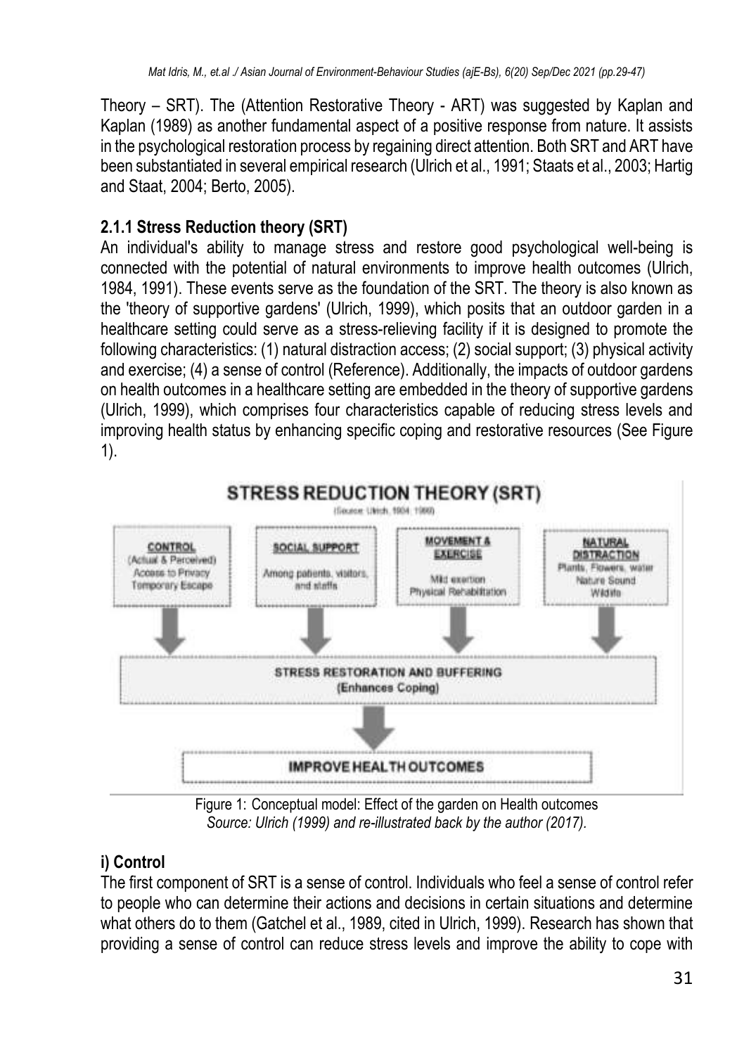Theory – SRT). The (Attention Restorative Theory - ART) was suggested by Kaplan and Kaplan (1989) as another fundamental aspect of a positive response from nature. It assists in the psychological restoration process by regaining direct attention. Both SRT and ART have been substantiated in several empirical research (Ulrich et al., 1991; Staats et al., 2003; Hartig and Staat, 2004; Berto, 2005).

### 2.1.1 Stress Reduction theory (SRT)

An individual's ability to manage stress and restore good psychological well-being is connected with the potential of natural environments to improve health outcomes (Ulrich, 1984, 1991). These events serve as the foundation of the SRT. The theory is also known as the 'theory of supportive gardens' (Ulrich, 1999), which posits that an outdoor garden in a healthcare setting could serve as a stress-relieving facility if it is designed to promote the following characteristics: (1) natural distraction access; (2) social support; (3) physical activity and exercise; (4) a sense of control (Reference). Additionally, the impacts of outdoor gardens on health outcomes in a healthcare setting are embedded in the theory of supportive gardens (Ulrich, 1999), which comprises four characteristics capable of reducing stress levels and improving health status by enhancing specific coping and restorative resources (See Figure 1).

**STRESS REDUCTION THEORY (SRT)**
(Source: Ulrich, 1984; 1999)

- **CONTROL** (Actual & Perceived) Access to Privacy, Temporary Escape
- **SOCIAL SUPPORT** Among patients, visitors, and staffs
- **MOVEMENT & EXERCISE** Mild exertion, Physical Rehabilitation
- **NATURAL DISTRACTION** Plants, Flowers, water, Nature Sound, Wildlife

↓

**STRESS RESTORATION AND BUFFERING** (Enhances Coping)

↓

**IMPROVE HEALTH OUTCOMES**

Figure 1: Conceptual model: Effect of the garden on Health outcomes
*Source: Ulrich (1999) and re-illustrated back by the author (2017).*

### i) Control

The first component of SRT is a sense of control. Individuals who feel a sense of control refer to people who can determine their actions and decisions in certain situations and determine what others do to them (Gatchel et al., 1989, cited in Ulrich, 1999). Research has shown that providing a sense of control can reduce stress levels and improve the ability to cope with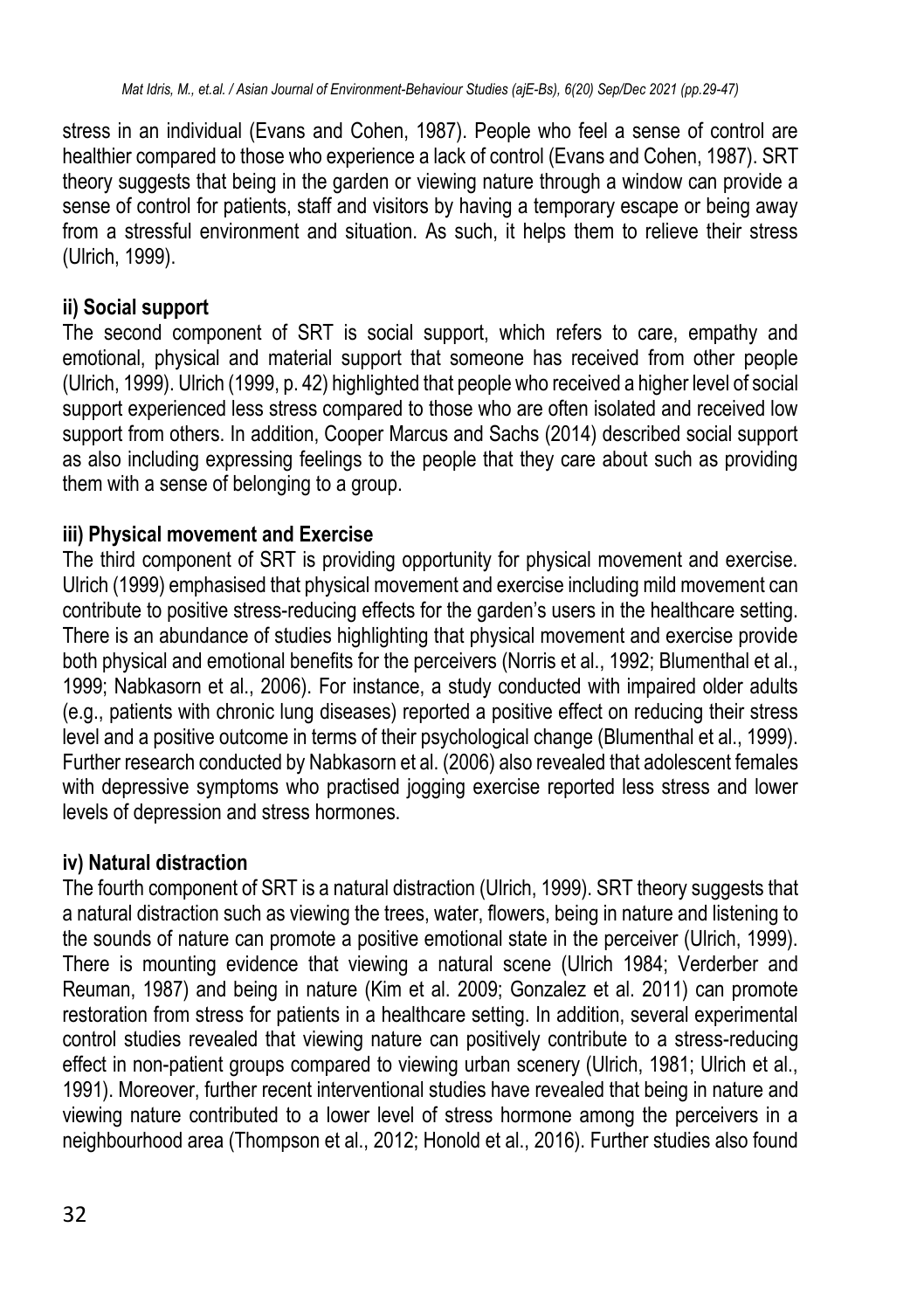stress in an individual (Evans and Cohen, 1987). People who feel a sense of control are healthier compared to those who experience a lack of control (Evans and Cohen, 1987). SRT theory suggests that being in the garden or viewing nature through a window can provide a sense of control for patients, staff and visitors by having a temporary escape or being away from a stressful environment and situation. As such, it helps them to relieve their stress (Ulrich, 1999).

**ii) Social support**

The second component of SRT is social support, which refers to care, empathy and emotional, physical and material support that someone has received from other people (Ulrich, 1999). Ulrich (1999, p. 42) highlighted that people who received a higher level of social support experienced less stress compared to those who are often isolated and received low support from others. In addition, Cooper Marcus and Sachs (2014) described social support as also including expressing feelings to the people that they care about such as providing them with a sense of belonging to a group.

**iii) Physical movement and Exercise**

The third component of SRT is providing opportunity for physical movement and exercise. Ulrich (1999) emphasised that physical movement and exercise including mild movement can contribute to positive stress-reducing effects for the garden's users in the healthcare setting. There is an abundance of studies highlighting that physical movement and exercise provide both physical and emotional benefits for the perceivers (Norris et al., 1992; Blumenthal et al., 1999; Nabkasorn et al., 2006). For instance, a study conducted with impaired older adults (e.g., patients with chronic lung diseases) reported a positive effect on reducing their stress level and a positive outcome in terms of their psychological change (Blumenthal et al., 1999). Further research conducted by Nabkasorn et al. (2006) also revealed that adolescent females with depressive symptoms who practised jogging exercise reported less stress and lower levels of depression and stress hormones.

**iv) Natural distraction**

The fourth component of SRT is a natural distraction (Ulrich, 1999). SRT theory suggests that a natural distraction such as viewing the trees, water, flowers, being in nature and listening to the sounds of nature can promote a positive emotional state in the perceiver (Ulrich, 1999). There is mounting evidence that viewing a natural scene (Ulrich 1984; Verderber and Reuman, 1987) and being in nature (Kim et al. 2009; Gonzalez et al. 2011) can promote restoration from stress for patients in a healthcare setting. In addition, several experimental control studies revealed that viewing nature can positively contribute to a stress-reducing effect in non-patient groups compared to viewing urban scenery (Ulrich, 1981; Ulrich et al., 1991). Moreover, further recent interventional studies have revealed that being in nature and viewing nature contributed to a lower level of stress hormone among the perceivers in a neighbourhood area (Thompson et al., 2012; Honold et al., 2016). Further studies also found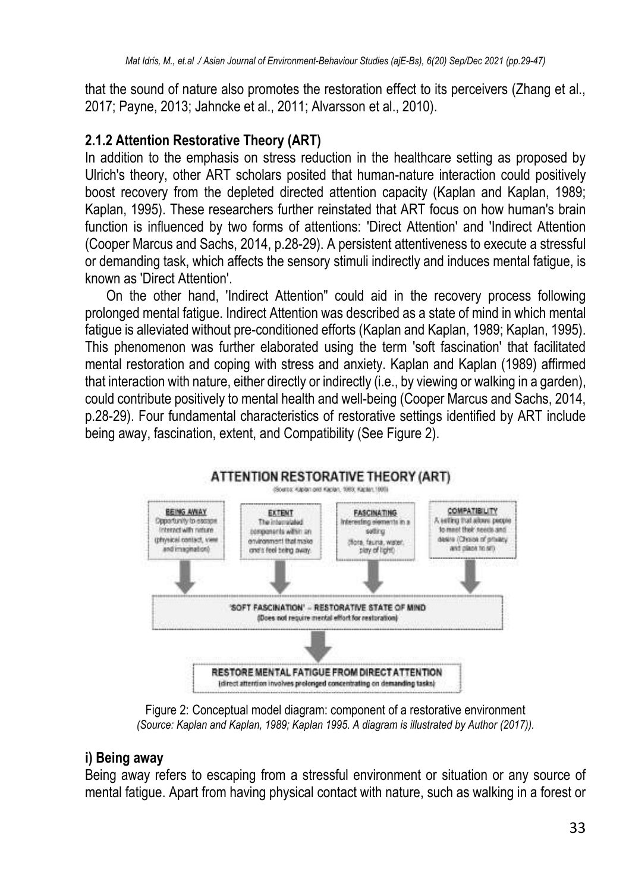that the sound of nature also promotes the restoration effect to its perceivers (Zhang et al., 2017; Payne, 2013; Jahncke et al., 2011; Alvarsson et al., 2010).

### 2.1.2 Attention Restorative Theory (ART)

In addition to the emphasis on stress reduction in the healthcare setting as proposed by Ulrich's theory, other ART scholars posited that human-nature interaction could positively boost recovery from the depleted directed attention capacity (Kaplan and Kaplan, 1989; Kaplan, 1995). These researchers further reinstated that ART focus on how human's brain function is influenced by two forms of attentions: 'Direct Attention' and 'Indirect Attention (Cooper Marcus and Sachs, 2014, p.28-29). A persistent attentiveness to execute a stressful or demanding task, which affects the sensory stimuli indirectly and induces mental fatigue, is known as 'Direct Attention'.

On the other hand, 'Indirect Attention" could aid in the recovery process following prolonged mental fatigue. Indirect Attention was described as a state of mind in which mental fatigue is alleviated without pre-conditioned efforts (Kaplan and Kaplan, 1989; Kaplan, 1995). This phenomenon was further elaborated using the term 'soft fascination' that facilitated mental restoration and coping with stress and anxiety. Kaplan and Kaplan (1989) affirmed that interaction with nature, either directly or indirectly (i.e., by viewing or walking in a garden), could contribute positively to mental health and well-being (Cooper Marcus and Sachs, 2014, p.28-29). Four fundamental characteristics of restorative settings identified by ART include being away, fascination, extent, and Compatibility (See Figure 2).

**ATTENTION RESTORATIVE THEORY (ART)**
(Source: Kaplan and Kaplan, 1989; Kaplan, 1995)

- **BEING AWAY** – Opportunity to escape. Interact with nature (physical contact, view and imagination)
- **EXTENT** – The interrelated components within an environment that make one's feel being away.
- **FASCINATING** – Interesting elements in a setting (flora, fauna, water, play of light)
- **COMPATIBILITY** – A setting that allows people to meet their needs and desire (Choice of privacy and place to sit)

↓

'SOFT FASCINATION' – RESTORATIVE STATE OF MIND (Does not require mental effort for restoration)

↓

RESTORE MENTAL FATIGUE FROM DIRECT ATTENTION (direct attention involves prolonged concentrating on demanding tasks)

Figure 2: Conceptual model diagram: component of a restorative environment
*(Source: Kaplan and Kaplan, 1989; Kaplan 1995. A diagram is illustrated by Author (2017)).*

### i) Being away

Being away refers to escaping from a stressful environment or situation or any source of mental fatigue. Apart from having physical contact with nature, such as walking in a forest or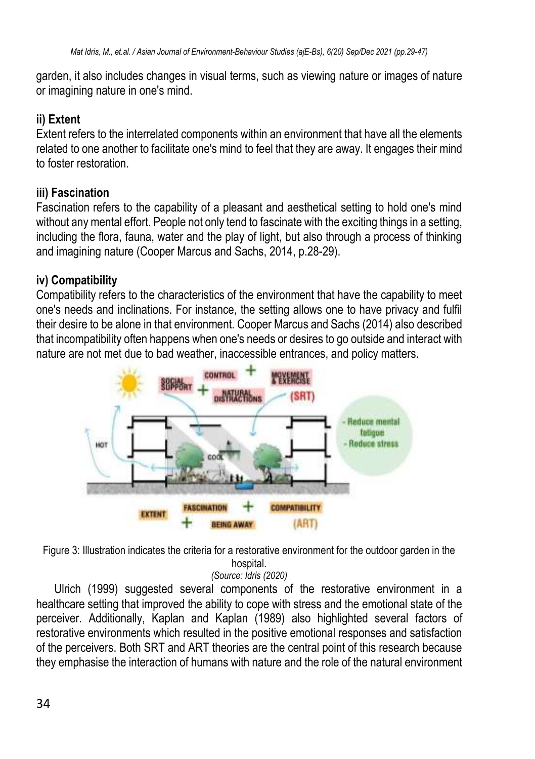garden, it also includes changes in visual terms, such as viewing nature or images of nature or imagining nature in one's mind.

**ii) Extent**

Extent refers to the interrelated components within an environment that have all the elements related to one another to facilitate one's mind to feel that they are away. It engages their mind to foster restoration.

**iii) Fascination**

Fascination refers to the capability of a pleasant and aesthetical setting to hold one's mind without any mental effort. People not only tend to fascinate with the exciting things in a setting, including the flora, fauna, water and the play of light, but also through a process of thinking and imagining nature (Cooper Marcus and Sachs, 2014, p.28-29).

**iv) Compatibility**

Compatibility refers to the characteristics of the environment that have the capability to meet one's needs and inclinations. For instance, the setting allows one to have privacy and fulfil their desire to be alone in that environment. Cooper Marcus and Sachs (2014) also described that incompatibility often happens when one's needs or desires to go outside and interact with nature are not met due to bad weather, inaccessible entrances, and policy matters.

Figure 3: Illustration indicates the criteria for a restorative environment for the outdoor garden in the hospital.
*(Source: Idris (2020)*

Ulrich (1999) suggested several components of the restorative environment in a healthcare setting that improved the ability to cope with stress and the emotional state of the perceiver. Additionally, Kaplan and Kaplan (1989) also highlighted several factors of restorative environments which resulted in the positive emotional responses and satisfaction of the perceivers. Both SRT and ART theories are the central point of this research because they emphasise the interaction of humans with nature and the role of the natural environment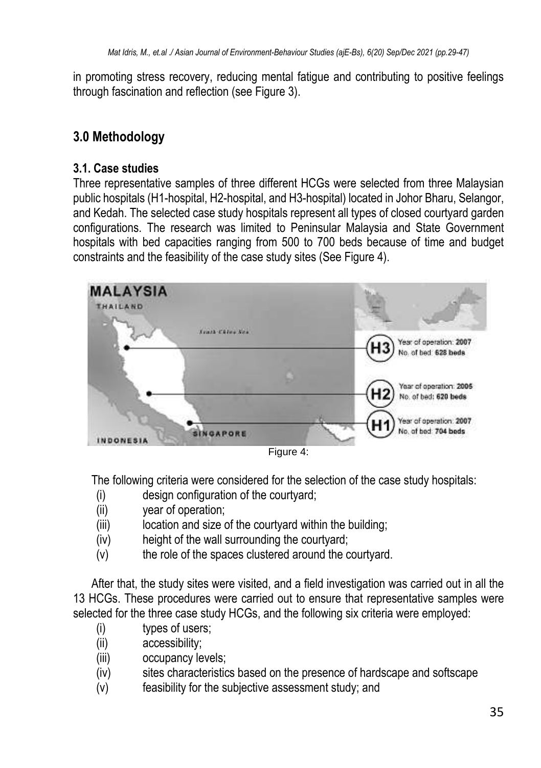in promoting stress recovery, reducing mental fatigue and contributing to positive feelings through fascination and reflection (see Figure 3).

## 3.0 Methodology

### 3.1. Case studies

Three representative samples of three different HCGs were selected from three Malaysian public hospitals (H1-hospital, H2-hospital, and H3-hospital) located in Johor Bharu, Selangor, and Kedah. The selected case study hospitals represent all types of closed courtyard garden configurations. The research was limited to Peninsular Malaysia and State Government hospitals with bed capacities ranging from 500 to 700 beds because of time and budget constraints and the feasibility of the case study sites (See Figure 4).

Figure 4:

The following criteria were considered for the selection of the case study hospitals:

(i) design configuration of the courtyard;
(ii) year of operation;
(iii) location and size of the courtyard within the building;
(iv) height of the wall surrounding the courtyard;
(v) the role of the spaces clustered around the courtyard.

After that, the study sites were visited, and a field investigation was carried out in all the 13 HCGs. These procedures were carried out to ensure that representative samples were selected for the three case study HCGs, and the following six criteria were employed:

(i) types of users;
(ii) accessibility;
(iii) occupancy levels;
(iv) sites characteristics based on the presence of hardscape and softscape
(v) feasibility for the subjective assessment study; and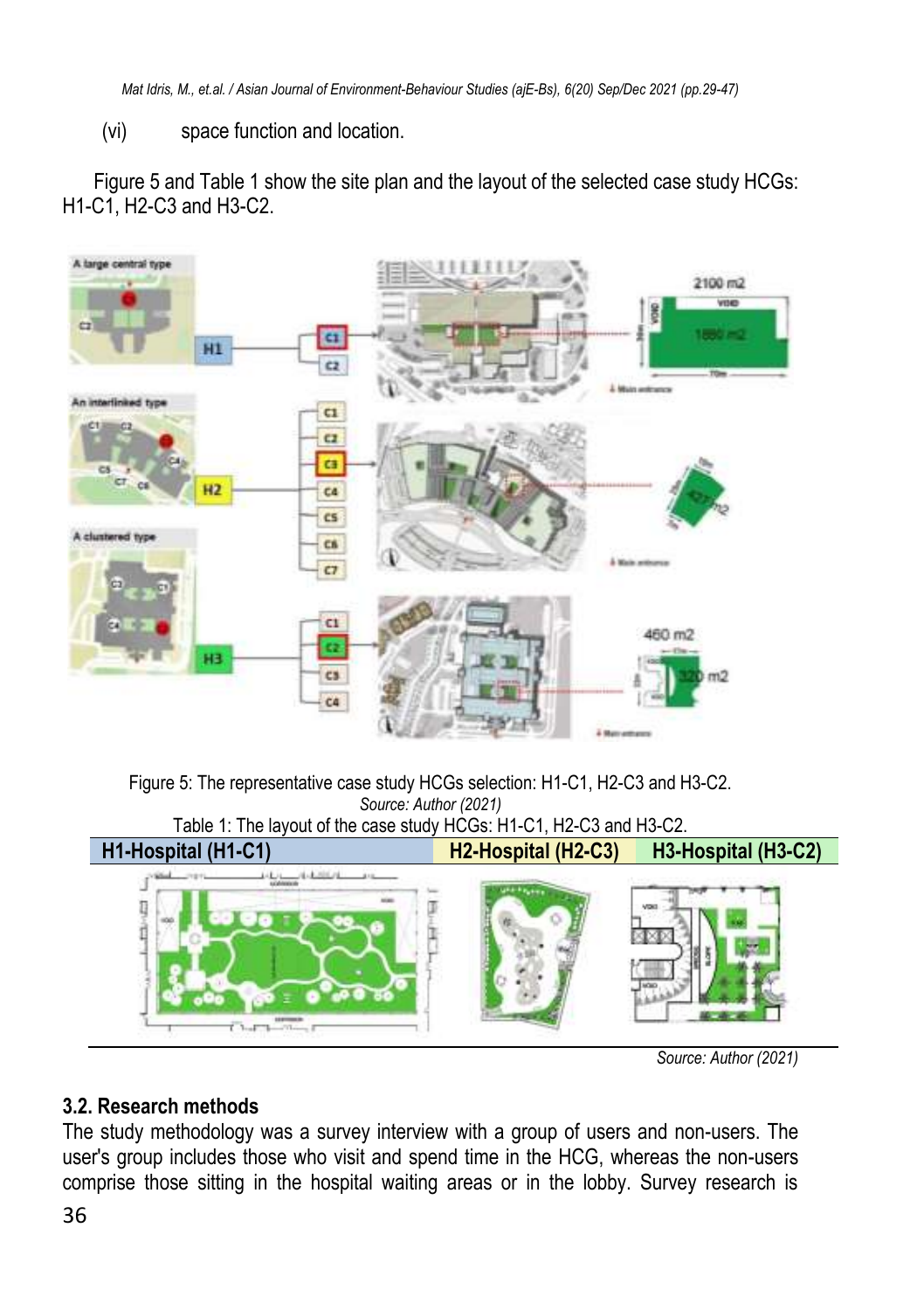(vi) space function and location.

Figure 5 and Table 1 show the site plan and the layout of the selected case study HCGs: H1-C1, H2-C3 and H3-C2.

Figure 5: The representative case study HCGs selection: H1-C1, H2-C3 and H3-C2.
*Source: Author (2021)*

Table 1: The layout of the case study HCGs: H1-C1, H2-C3 and H3-C2.

| H1-Hospital (H1-C1) | H2-Hospital (H2-C3) | H3-Hospital (H3-C2) |
|---|---|---|
| | | |

*Source: Author (2021)*

### 3.2. Research methods

The study methodology was a survey interview with a group of users and non-users. The user's group includes those who visit and spend time in the HCG, whereas the non-users comprise those sitting in the hospital waiting areas or in the lobby. Survey research is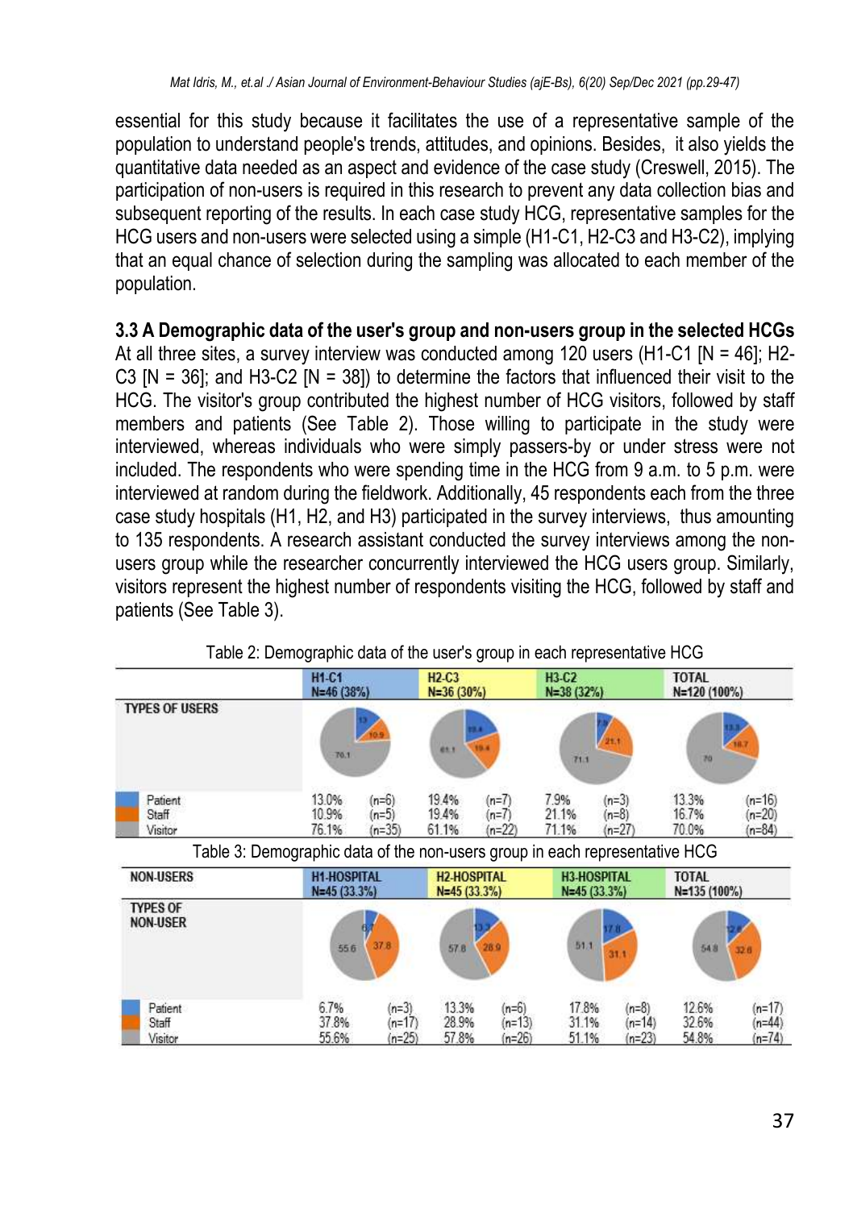essential for this study because it facilitates the use of a representative sample of the population to understand people's trends, attitudes, and opinions. Besides, it also yields the quantitative data needed as an aspect and evidence of the case study (Creswell, 2015). The participation of non-users is required in this research to prevent any data collection bias and subsequent reporting of the results. In each case study HCG, representative samples for the HCG users and non-users were selected using a simple (H1-C1, H2-C3 and H3-C2), implying that an equal chance of selection during the sampling was allocated to each member of the population.

### 3.3 A Demographic data of the user's group and non-users group in the selected HCGs

At all three sites, a survey interview was conducted among 120 users (H1-C1 [N = 46]; H2-C3 [N = 36]; and H3-C2 [N = 38]) to determine the factors that influenced their visit to the HCG. The visitor's group contributed the highest number of HCG visitors, followed by staff members and patients (See Table 2). Those willing to participate in the study were interviewed, whereas individuals who were simply passers-by or under stress were not included. The respondents who were spending time in the HCG from 9 a.m. to 5 p.m. were interviewed at random during the fieldwork. Additionally, 45 respondents each from the three case study hospitals (H1, H2, and H3) participated in the survey interviews, thus amounting to 135 respondents. A research assistant conducted the survey interviews among the non-users group while the researcher concurrently interviewed the HCG users group. Similarly, visitors represent the highest number of respondents visiting the HCG, followed by staff and patients (See Table 3).

Table 2: Demographic data of the user's group in each representative HCG

| TYPES OF USERS | H1-C1 N=46 (38%) | | H2-C3 N=36 (30%) | | H3-C2 N=38 (32%) | | TOTAL N=120 (100%) | |
|---|---|---|---|---|---|---|---|---|
| Patient | 13.0% | (n=6) | 19.4% | (n=7) | 7.9% | (n=3) | 13.3% | (n=16) |
| Staff | 10.9% | (n=5) | 19.4% | (n=7) | 21.1% | (n=8) | 16.7% | (n=20) |
| Visitor | 76.1% | (n=35) | 61.1% | (n=22) | 71.1% | (n=27) | 70.0% | (n=84) |

Table 3: Demographic data of the non-users group in each representative HCG

| NON-USERS / TYPES OF NON-USER | H1-HOSPITAL N=45 (33.3%) | | H2-HOSPITAL N=45 (33.3%) | | H3-HOSPITAL N=45 (33.3%) | | TOTAL N=135 (100%) | |
|---|---|---|---|---|---|---|---|---|
| Patient | 6.7% | (n=3) | 13.3% | (n=6) | 17.8% | (n=8) | 12.6% | (n=17) |
| Staff | 37.8% | (n=17) | 28.9% | (n=13) | 31.1% | (n=14) | 32.6% | (n=44) |
| Visitor | 55.6% | (n=25) | 57.8% | (n=26) | 51.1% | (n=23) | 54.8% | (n=74) |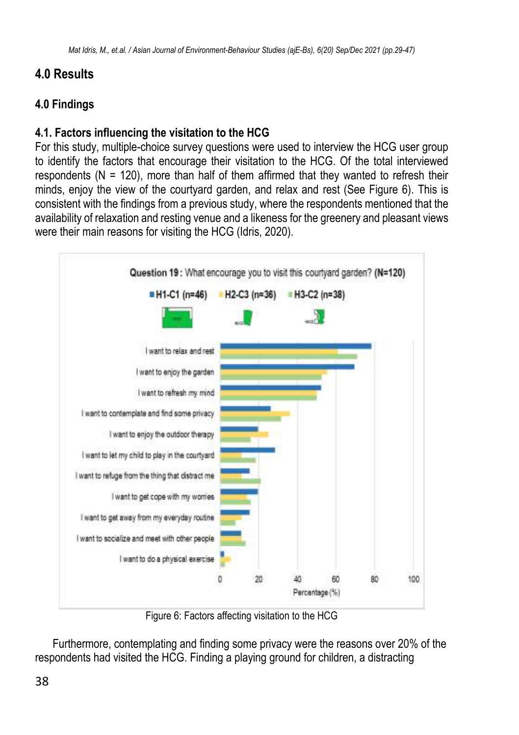## 4.0 Results

## 4.0 Findings

### 4.1. Factors influencing the visitation to the HCG

For this study, multiple-choice survey questions were used to interview the HCG user group to identify the factors that encourage their visitation to the HCG. Of the total interviewed respondents (N = 120), more than half of them affirmed that they wanted to refresh their minds, enjoy the view of the courtyard garden, and relax and rest (See Figure 6). This is consistent with the findings from a previous study, where the respondents mentioned that the availability of relaxation and resting venue and a likeness for the greenery and pleasant views were their main reasons for visiting the HCG (Idris, 2020).

Figure 6: Factors affecting visitation to the HCG

Furthermore, contemplating and finding some privacy were the reasons over 20% of the respondents had visited the HCG. Finding a playing ground for children, a distracting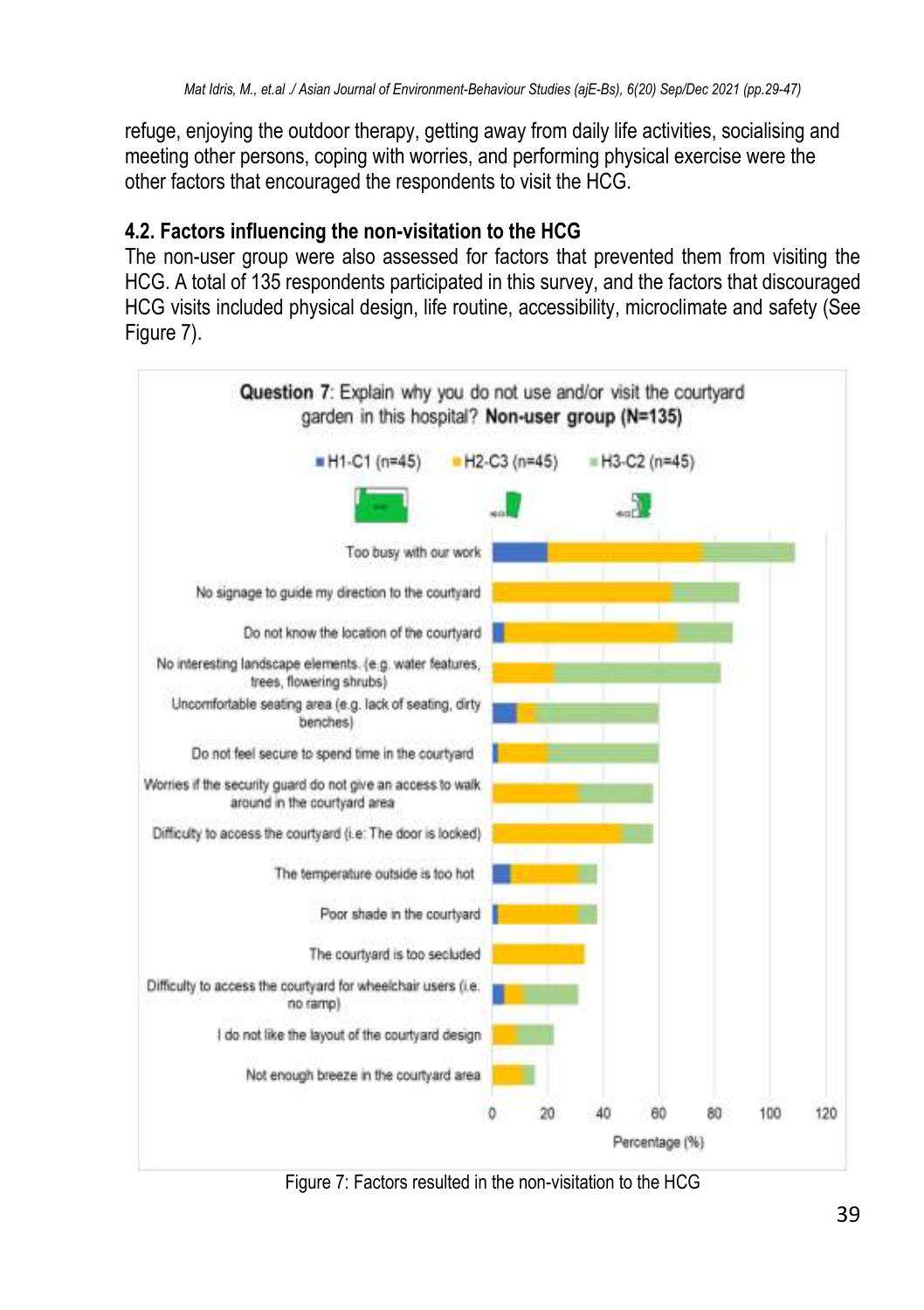refuge, enjoying the outdoor therapy, getting away from daily life activities, socialising and meeting other persons, coping with worries, and performing physical exercise were the other factors that encouraged the respondents to visit the HCG.

### 4.2. Factors influencing the non-visitation to the HCG

The non-user group were also assessed for factors that prevented them from visiting the HCG. A total of 135 respondents participated in this survey, and the factors that discouraged HCG visits included physical design, life routine, accessibility, microclimate and safety (See Figure 7).

Figure 7: Factors resulted in the non-visitation to the HCG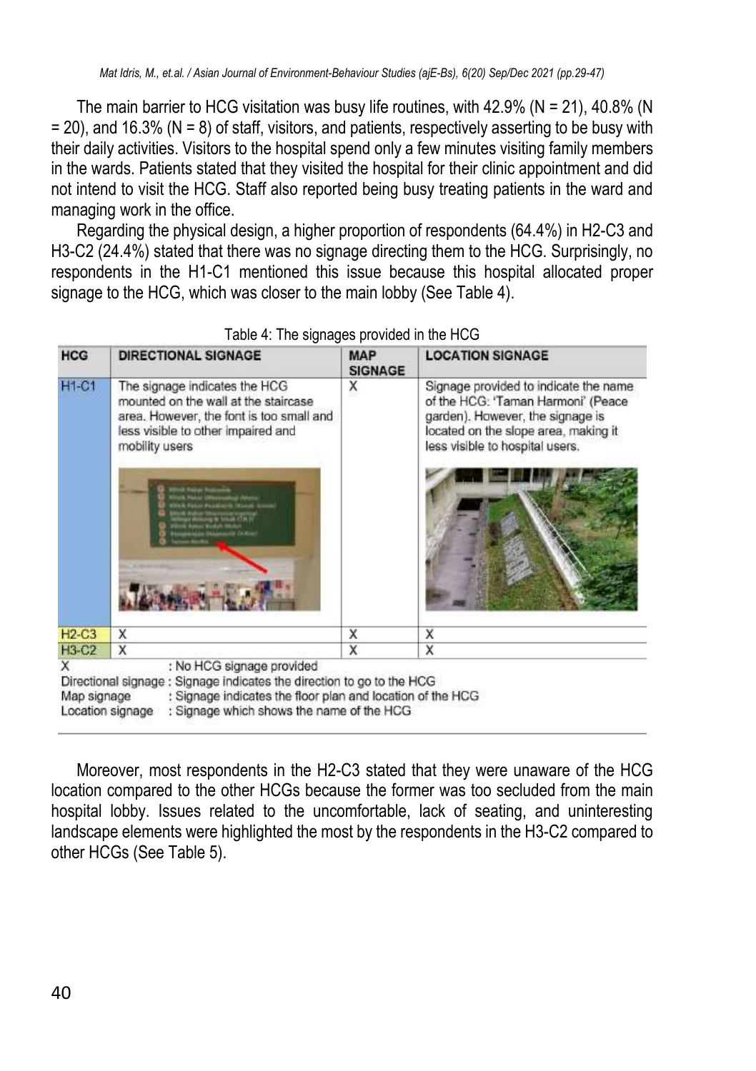The main barrier to HCG visitation was busy life routines, with 42.9% (N = 21), 40.8% (N = 20), and 16.3% (N = 8) of staff, visitors, and patients, respectively asserting to be busy with their daily activities. Visitors to the hospital spend only a few minutes visiting family members in the wards. Patients stated that they visited the hospital for their clinic appointment and did not intend to visit the HCG. Staff also reported being busy treating patients in the ward and managing work in the office.

Regarding the physical design, a higher proportion of respondents (64.4%) in H2-C3 and H3-C2 (24.4%) stated that there was no signage directing them to the HCG. Surprisingly, no respondents in the H1-C1 mentioned this issue because this hospital allocated proper signage to the HCG, which was closer to the main lobby (See Table 4).

Table 4: The signages provided in the HCG

| HCG | DIRECTIONAL SIGNAGE | MAP SIGNAGE | LOCATION SIGNAGE |
|---|---|---|---|
| H1-C1 | The signage indicates the HCG mounted on the wall at the staircase area. However, the font is too small and less visible to other impaired and mobility users | X | Signage provided to indicate the name of the HCG: 'Taman Harmoni' (Peace garden). However, the signage is located on the slope area, making it less visible to hospital users. |
| H2-C3 | X | X | X |
| H3-C2 | X | X | X |

X : No HCG signage provided
Directional signage : Signage indicates the direction to go to the HCG
Map signage : Signage indicates the floor plan and location of the HCG
Location signage : Signage which shows the name of the HCG

Moreover, most respondents in the H2-C3 stated that they were unaware of the HCG location compared to the other HCGs because the former was too secluded from the main hospital lobby. Issues related to the uncomfortable, lack of seating, and uninteresting landscape elements were highlighted the most by the respondents in the H3-C2 compared to other HCGs (See Table 5).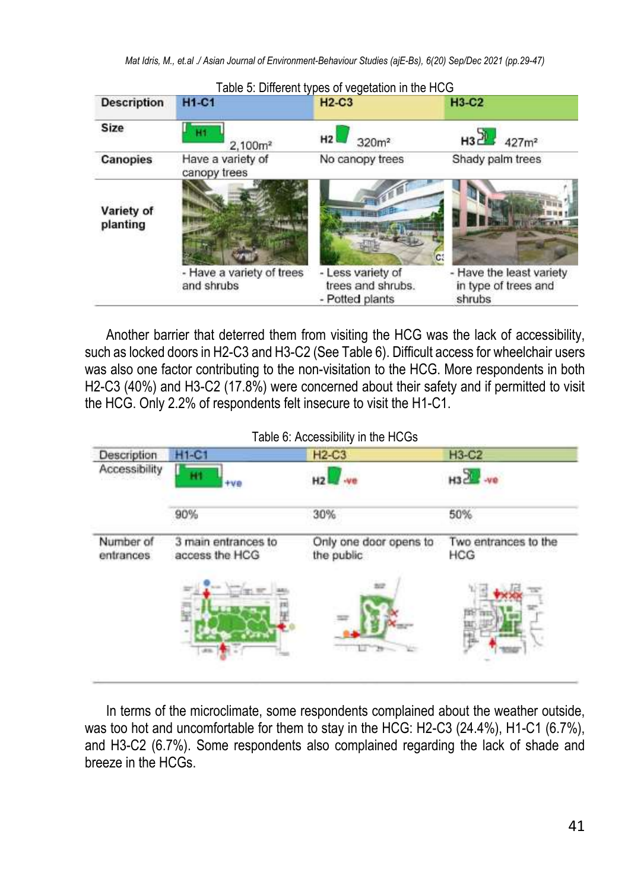Table 5: Different types of vegetation in the HCG

| Description | H1-C1 | H2-C3 | H3-C2 |
|---|---|---|---|
| Size | 2,100m² | 320m² | 427m² |
| Canopies | Have a variety of canopy trees | No canopy trees | Shady palm trees |
| Variety of planting | - Have a variety of trees and shrubs | - Less variety of trees and shrubs.<br>- Potted plants | - Have the least variety in type of trees and shrubs |

Another barrier that deterred them from visiting the HCG was the lack of accessibility, such as locked doors in H2-C3 and H3-C2 (See Table 6). Difficult access for wheelchair users was also one factor contributing to the non-visitation to the HCG. More respondents in both H2-C3 (40%) and H3-C2 (17.8%) were concerned about their safety and if permitted to visit the HCG. Only 2.2% of respondents felt insecure to visit the H1-C1.

Table 6: Accessibility in the HCGs

| Description | H1-C1 | H2-C3 | H3-C2 |
|---|---|---|---|
| Accessibility | +ve | -ve | -ve |
| | 90% | 30% | 50% |
| Number of entrances | 3 main entrances to access the HCG | Only one door opens to the public | Two entrances to the HCG |

In terms of the microclimate, some respondents complained about the weather outside, was too hot and uncomfortable for them to stay in the HCG: H2-C3 (24.4%), H1-C1 (6.7%), and H3-C2 (6.7%). Some respondents also complained regarding the lack of shade and breeze in the HCGs.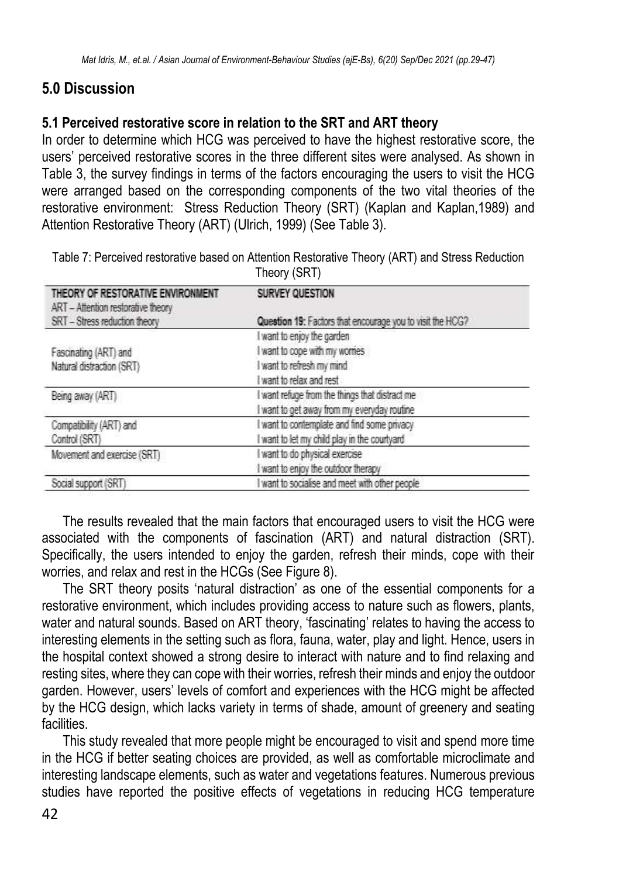## 5.0 Discussion

### 5.1 Perceived restorative score in relation to the SRT and ART theory

In order to determine which HCG was perceived to have the highest restorative score, the users' perceived restorative scores in the three different sites were analysed. As shown in Table 3, the survey findings in terms of the factors encouraging the users to visit the HCG were arranged based on the corresponding components of the two vital theories of the restorative environment: Stress Reduction Theory (SRT) (Kaplan and Kaplan,1989) and Attention Restorative Theory (ART) (Ulrich, 1999) (See Table 3).

Table 7: Perceived restorative based on Attention Restorative Theory (ART) and Stress Reduction Theory (SRT)

| THEORY OF RESTORATIVE ENVIRONMENT<br>ART – Attention restorative theory<br>SRT – Stress reduction theory | SURVEY QUESTION<br><br>**Question 19:** Factors that encourage you to visit the HCG? |
|---|---|
| Fascinating (ART) and<br>Natural distraction (SRT) | I want to enjoy the garden<br>I want to cope with my worries<br>I want to refresh my mind<br>I want to relax and rest |
| Being away (ART) | I want refuge from the things that distract me<br>I want to get away from my everyday routine |
| Compatibility (ART) and<br>Control (SRT) | I want to contemplate and find some privacy<br>I want to let my child play in the courtyard |
| Movement and exercise (SRT) | I want to do physical exercise<br>I want to enjoy the outdoor therapy |
| Social support (SRT) | I want to socialise and meet with other people |

The results revealed that the main factors that encouraged users to visit the HCG were associated with the components of fascination (ART) and natural distraction (SRT). Specifically, the users intended to enjoy the garden, refresh their minds, cope with their worries, and relax and rest in the HCGs (See Figure 8).

The SRT theory posits 'natural distraction' as one of the essential components for a restorative environment, which includes providing access to nature such as flowers, plants, water and natural sounds. Based on ART theory, 'fascinating' relates to having the access to interesting elements in the setting such as flora, fauna, water, play and light. Hence, users in the hospital context showed a strong desire to interact with nature and to find relaxing and resting sites, where they can cope with their worries, refresh their minds and enjoy the outdoor garden. However, users' levels of comfort and experiences with the HCG might be affected by the HCG design, which lacks variety in terms of shade, amount of greenery and seating facilities.

This study revealed that more people might be encouraged to visit and spend more time in the HCG if better seating choices are provided, as well as comfortable microclimate and interesting landscape elements, such as water and vegetations features. Numerous previous studies have reported the positive effects of vegetations in reducing HCG temperature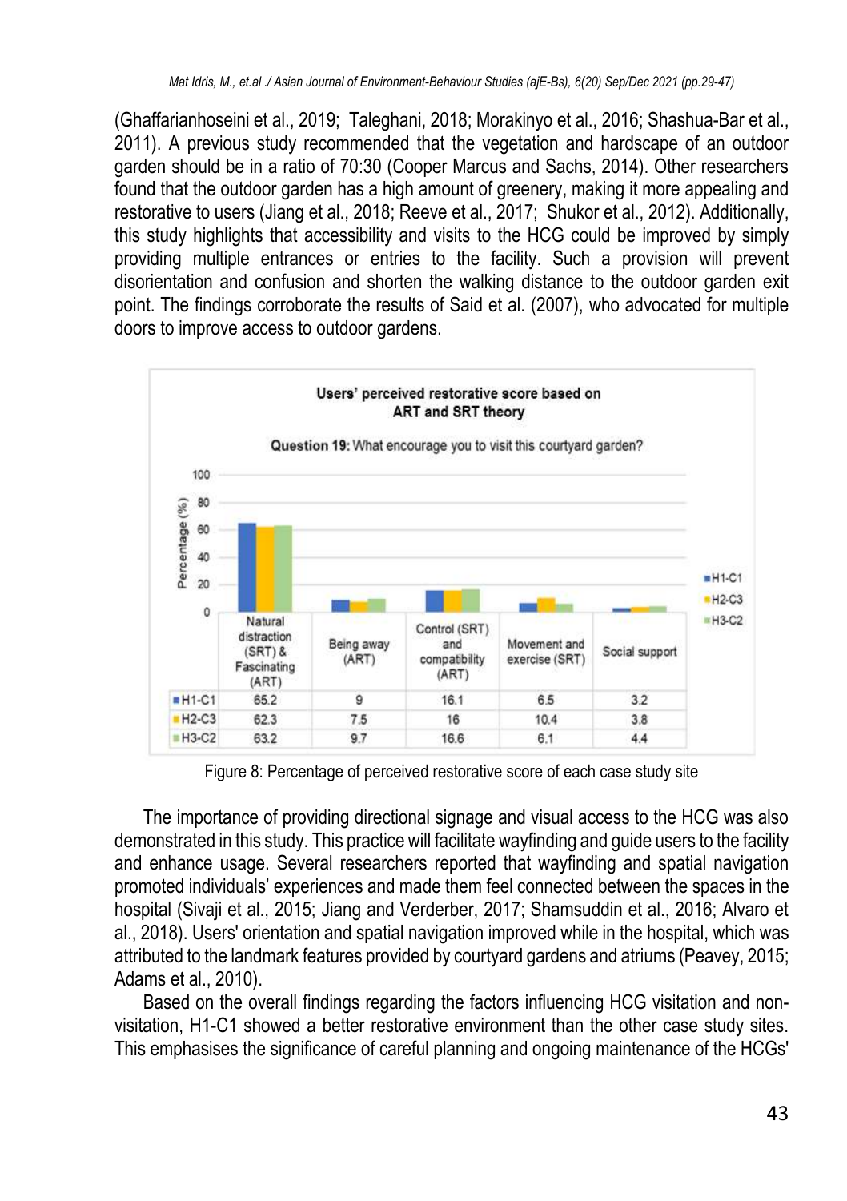(Ghaffarianhoseini et al., 2019; Taleghani, 2018; Morakinyo et al., 2016; Shashua-Bar et al., 2011). A previous study recommended that the vegetation and hardscape of an outdoor garden should be in a ratio of 70:30 (Cooper Marcus and Sachs, 2014). Other researchers found that the outdoor garden has a high amount of greenery, making it more appealing and restorative to users (Jiang et al., 2018; Reeve et al., 2017; Shukor et al., 2012). Additionally, this study highlights that accessibility and visits to the HCG could be improved by simply providing multiple entrances or entries to the facility. Such a provision will prevent disorientation and confusion and shorten the walking distance to the outdoor garden exit point. The findings corroborate the results of Said et al. (2007), who advocated for multiple doors to improve access to outdoor gardens.

**Users' perceived restorative score based on ART and SRT theory**

**Question 19:** What encourage you to visit this courtyard garden?

| | Natural distraction (SRT) & Fascinating (ART) | Being away (ART) | Control (SRT) and compatibility (ART) | Movement and exercise (SRT) | Social support |
|---|---|---|---|---|---|
| H1-C1 | 65.2 | 9 | 16.1 | 6.5 | 3.2 |
| H2-C3 | 62.3 | 7.5 | 16 | 10.4 | 3.8 |
| H3-C2 | 63.2 | 9.7 | 16.6 | 6.1 | 4.4 |

Figure 8: Percentage of perceived restorative score of each case study site

The importance of providing directional signage and visual access to the HCG was also demonstrated in this study. This practice will facilitate wayfinding and guide users to the facility and enhance usage. Several researchers reported that wayfinding and spatial navigation promoted individuals' experiences and made them feel connected between the spaces in the hospital (Sivaji et al., 2015; Jiang and Verderber, 2017; Shamsuddin et al., 2016; Alvaro et al., 2018). Users' orientation and spatial navigation improved while in the hospital, which was attributed to the landmark features provided by courtyard gardens and atriums (Peavey, 2015; Adams et al., 2010).

Based on the overall findings regarding the factors influencing HCG visitation and non-visitation, H1-C1 showed a better restorative environment than the other case study sites. This emphasises the significance of careful planning and ongoing maintenance of the HCGs'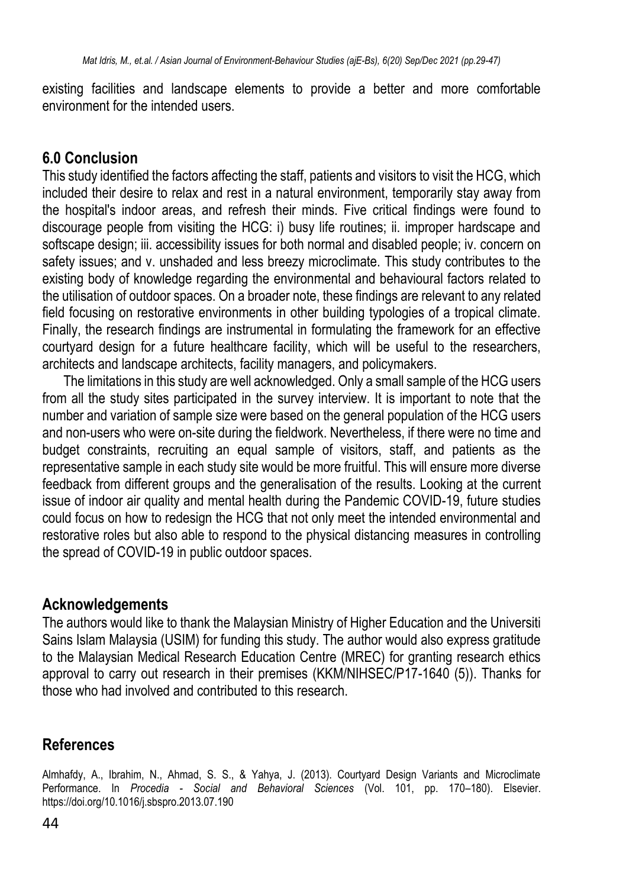existing facilities and landscape elements to provide a better and more comfortable environment for the intended users.

## 6.0 Conclusion

This study identified the factors affecting the staff, patients and visitors to visit the HCG, which included their desire to relax and rest in a natural environment, temporarily stay away from the hospital's indoor areas, and refresh their minds. Five critical findings were found to discourage people from visiting the HCG: i) busy life routines; ii. improper hardscape and softscape design; iii. accessibility issues for both normal and disabled people; iv. concern on safety issues; and v. unshaded and less breezy microclimate. This study contributes to the existing body of knowledge regarding the environmental and behavioural factors related to the utilisation of outdoor spaces. On a broader note, these findings are relevant to any related field focusing on restorative environments in other building typologies of a tropical climate. Finally, the research findings are instrumental in formulating the framework for an effective courtyard design for a future healthcare facility, which will be useful to the researchers, architects and landscape architects, facility managers, and policymakers.

The limitations in this study are well acknowledged. Only a small sample of the HCG users from all the study sites participated in the survey interview. It is important to note that the number and variation of sample size were based on the general population of the HCG users and non-users who were on-site during the fieldwork. Nevertheless, if there were no time and budget constraints, recruiting an equal sample of visitors, staff, and patients as the representative sample in each study site would be more fruitful. This will ensure more diverse feedback from different groups and the generalisation of the results. Looking at the current issue of indoor air quality and mental health during the Pandemic COVID-19, future studies could focus on how to redesign the HCG that not only meet the intended environmental and restorative roles but also able to respond to the physical distancing measures in controlling the spread of COVID-19 in public outdoor spaces.

## Acknowledgements

The authors would like to thank the Malaysian Ministry of Higher Education and the Universiti Sains Islam Malaysia (USIM) for funding this study. The author would also express gratitude to the Malaysian Medical Research Education Centre (MREC) for granting research ethics approval to carry out research in their premises (KKM/NIHSEC/P17-1640 (5)). Thanks for those who had involved and contributed to this research.

## References

Almhafdy, A., Ibrahim, N., Ahmad, S. S., & Yahya, J. (2013). Courtyard Design Variants and Microclimate Performance. In *Procedia - Social and Behavioral Sciences* (Vol. 101, pp. 170–180). Elsevier. https://doi.org/10.1016/j.sbspro.2013.07.190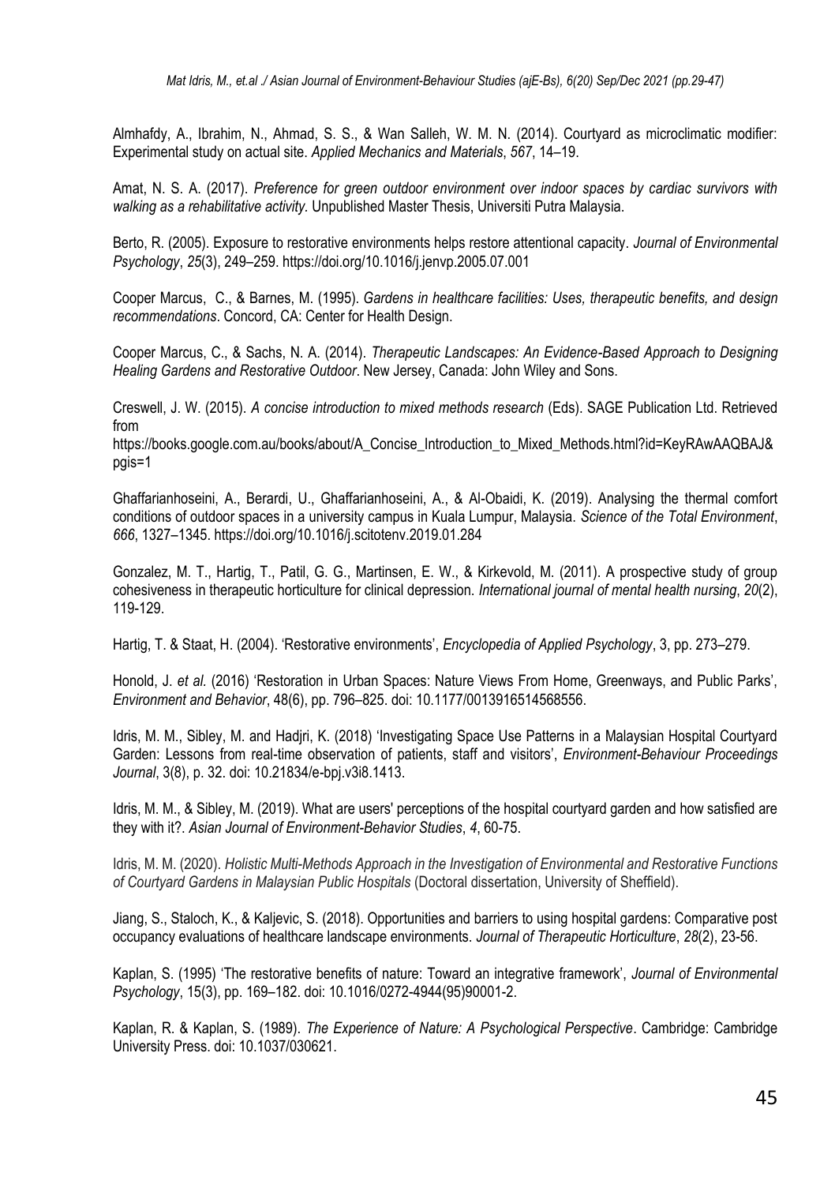Almhafdy, A., Ibrahim, N., Ahmad, S. S., & Wan Salleh, W. M. N. (2014). Courtyard as microclimatic modifier: Experimental study on actual site. *Applied Mechanics and Materials*, *567*, 14–19.

Amat, N. S. A. (2017). *Preference for green outdoor environment over indoor spaces by cardiac survivors with walking as a rehabilitative activity*. Unpublished Master Thesis, Universiti Putra Malaysia.

Berto, R. (2005). Exposure to restorative environments helps restore attentional capacity. *Journal of Environmental Psychology*, *25*(3), 249–259. https://doi.org/10.1016/j.jenvp.2005.07.001

Cooper Marcus, C., & Barnes, M. (1995). *Gardens in healthcare facilities: Uses, therapeutic benefits, and design recommendations*. Concord, CA: Center for Health Design.

Cooper Marcus, C., & Sachs, N. A. (2014). *Therapeutic Landscapes: An Evidence-Based Approach to Designing Healing Gardens and Restorative Outdoor*. New Jersey, Canada: John Wiley and Sons.

Creswell, J. W. (2015). *A concise introduction to mixed methods research* (Eds). SAGE Publication Ltd. Retrieved from
https://books.google.com.au/books/about/A_Concise_Introduction_to_Mixed_Methods.html?id=KeyRAwAAQBAJ&pgis=1

Ghaffarianhoseini, A., Berardi, U., Ghaffarianhoseini, A., & Al-Obaidi, K. (2019). Analysing the thermal comfort conditions of outdoor spaces in a university campus in Kuala Lumpur, Malaysia. *Science of the Total Environment*, *666*, 1327–1345. https://doi.org/10.1016/j.scitotenv.2019.01.284

Gonzalez, M. T., Hartig, T., Patil, G. G., Martinsen, E. W., & Kirkevold, M. (2011). A prospective study of group cohesiveness in therapeutic horticulture for clinical depression. *International journal of mental health nursing*, *20*(2), 119-129.

Hartig, T. & Staat, H. (2004). 'Restorative environments', *Encyclopedia of Applied Psychology*, 3, pp. 273–279.

Honold, J. *et al.* (2016) 'Restoration in Urban Spaces: Nature Views From Home, Greenways, and Public Parks', *Environment and Behavior*, 48(6), pp. 796–825. doi: 10.1177/0013916514568556.

Idris, M. M., Sibley, M. and Hadjri, K. (2018) 'Investigating Space Use Patterns in a Malaysian Hospital Courtyard Garden: Lessons from real-time observation of patients, staff and visitors', *Environment-Behaviour Proceedings Journal*, 3(8), p. 32. doi: 10.21834/e-bpj.v3i8.1413.

Idris, M. M., & Sibley, M. (2019). What are users' perceptions of the hospital courtyard garden and how satisfied are they with it?. *Asian Journal of Environment-Behavior Studies*, *4*, 60-75.

Idris, M. M. (2020). *Holistic Multi-Methods Approach in the Investigation of Environmental and Restorative Functions of Courtyard Gardens in Malaysian Public Hospitals* (Doctoral dissertation, University of Sheffield).

Jiang, S., Staloch, K., & Kaljevic, S. (2018). Opportunities and barriers to using hospital gardens: Comparative post occupancy evaluations of healthcare landscape environments. *Journal of Therapeutic Horticulture*, *28*(2), 23-56.

Kaplan, S. (1995) 'The restorative benefits of nature: Toward an integrative framework', *Journal of Environmental Psychology*, 15(3), pp. 169–182. doi: 10.1016/0272-4944(95)90001-2.

Kaplan, R. & Kaplan, S. (1989). *The Experience of Nature: A Psychological Perspective*. Cambridge: Cambridge University Press. doi: 10.1037/030621.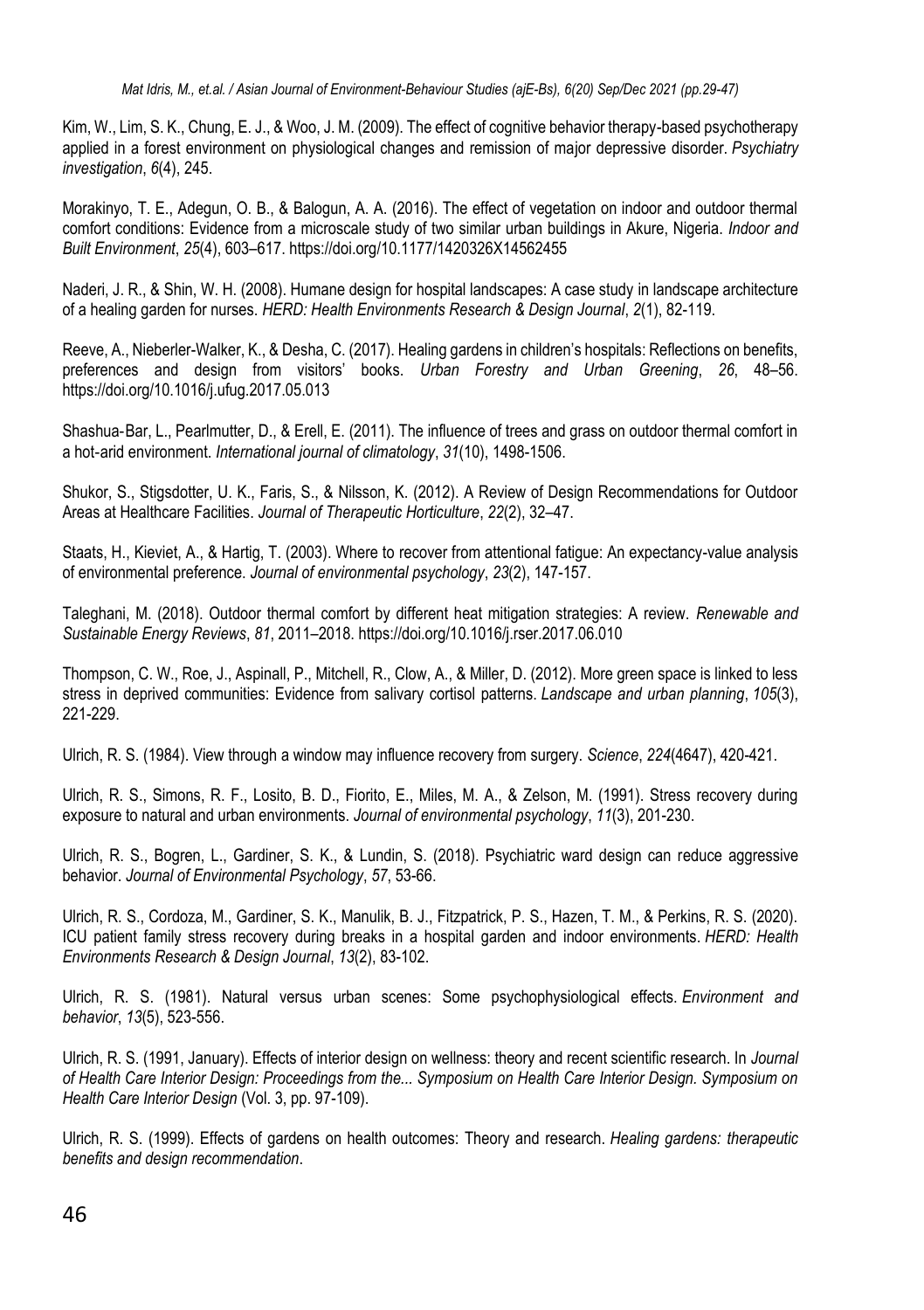Kim, W., Lim, S. K., Chung, E. J., & Woo, J. M. (2009). The effect of cognitive behavior therapy-based psychotherapy applied in a forest environment on physiological changes and remission of major depressive disorder. *Psychiatry investigation*, *6*(4), 245.

Morakinyo, T. E., Adegun, O. B., & Balogun, A. A. (2016). The effect of vegetation on indoor and outdoor thermal comfort conditions: Evidence from a microscale study of two similar urban buildings in Akure, Nigeria. *Indoor and Built Environment*, *25*(4), 603–617. https://doi.org/10.1177/1420326X14562455

Naderi, J. R., & Shin, W. H. (2008). Humane design for hospital landscapes: A case study in landscape architecture of a healing garden for nurses. *HERD: Health Environments Research & Design Journal*, *2*(1), 82-119.

Reeve, A., Nieberler-Walker, K., & Desha, C. (2017). Healing gardens in children's hospitals: Reflections on benefits, preferences and design from visitors' books. *Urban Forestry and Urban Greening*, *26*, 48–56. https://doi.org/10.1016/j.ufug.2017.05.013

Shashua-Bar, L., Pearlmutter, D., & Erell, E. (2011). The influence of trees and grass on outdoor thermal comfort in a hot-arid environment. *International journal of climatology*, *31*(10), 1498-1506.

Shukor, S., Stigsdotter, U. K., Faris, S., & Nilsson, K. (2012). A Review of Design Recommendations for Outdoor Areas at Healthcare Facilities. *Journal of Therapeutic Horticulture*, *22*(2), 32–47.

Staats, H., Kieviet, A., & Hartig, T. (2003). Where to recover from attentional fatigue: An expectancy-value analysis of environmental preference. *Journal of environmental psychology*, *23*(2), 147-157.

Taleghani, M. (2018). Outdoor thermal comfort by different heat mitigation strategies: A review. *Renewable and Sustainable Energy Reviews*, *81*, 2011–2018. https://doi.org/10.1016/j.rser.2017.06.010

Thompson, C. W., Roe, J., Aspinall, P., Mitchell, R., Clow, A., & Miller, D. (2012). More green space is linked to less stress in deprived communities: Evidence from salivary cortisol patterns. *Landscape and urban planning*, *105*(3), 221-229.

Ulrich, R. S. (1984). View through a window may influence recovery from surgery. *Science*, *224*(4647), 420-421.

Ulrich, R. S., Simons, R. F., Losito, B. D., Fiorito, E., Miles, M. A., & Zelson, M. (1991). Stress recovery during exposure to natural and urban environments. *Journal of environmental psychology*, *11*(3), 201-230.

Ulrich, R. S., Bogren, L., Gardiner, S. K., & Lundin, S. (2018). Psychiatric ward design can reduce aggressive behavior. *Journal of Environmental Psychology*, *57*, 53-66.

Ulrich, R. S., Cordoza, M., Gardiner, S. K., Manulik, B. J., Fitzpatrick, P. S., Hazen, T. M., & Perkins, R. S. (2020). ICU patient family stress recovery during breaks in a hospital garden and indoor environments. *HERD: Health Environments Research & Design Journal*, *13*(2), 83-102.

Ulrich, R. S. (1981). Natural versus urban scenes: Some psychophysiological effects. *Environment and behavior*, *13*(5), 523-556.

Ulrich, R. S. (1991, January). Effects of interior design on wellness: theory and recent scientific research. In *Journal of Health Care Interior Design: Proceedings from the... Symposium on Health Care Interior Design. Symposium on Health Care Interior Design* (Vol. 3, pp. 97-109).

Ulrich, R. S. (1999). Effects of gardens on health outcomes: Theory and research. *Healing gardens: therapeutic benefits and design recommendation*.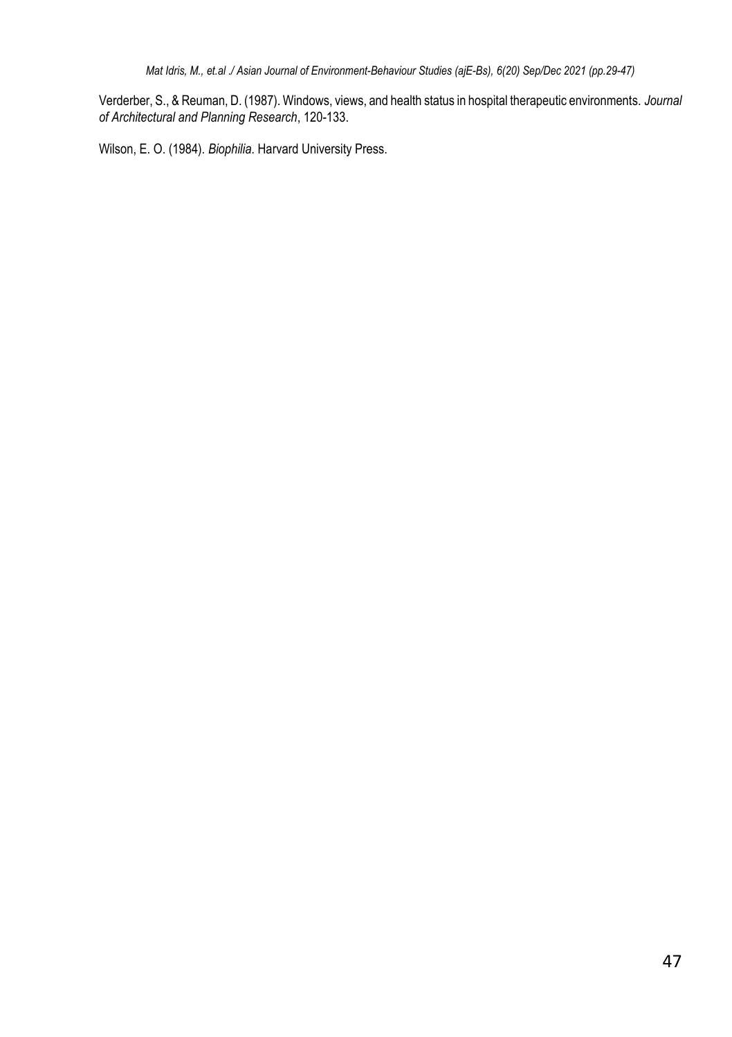Verderber, S., & Reuman, D. (1987). Windows, views, and health status in hospital therapeutic environments. *Journal of Architectural and Planning Research*, 120-133.

Wilson, E. O. (1984). *Biophilia*. Harvard University Press.